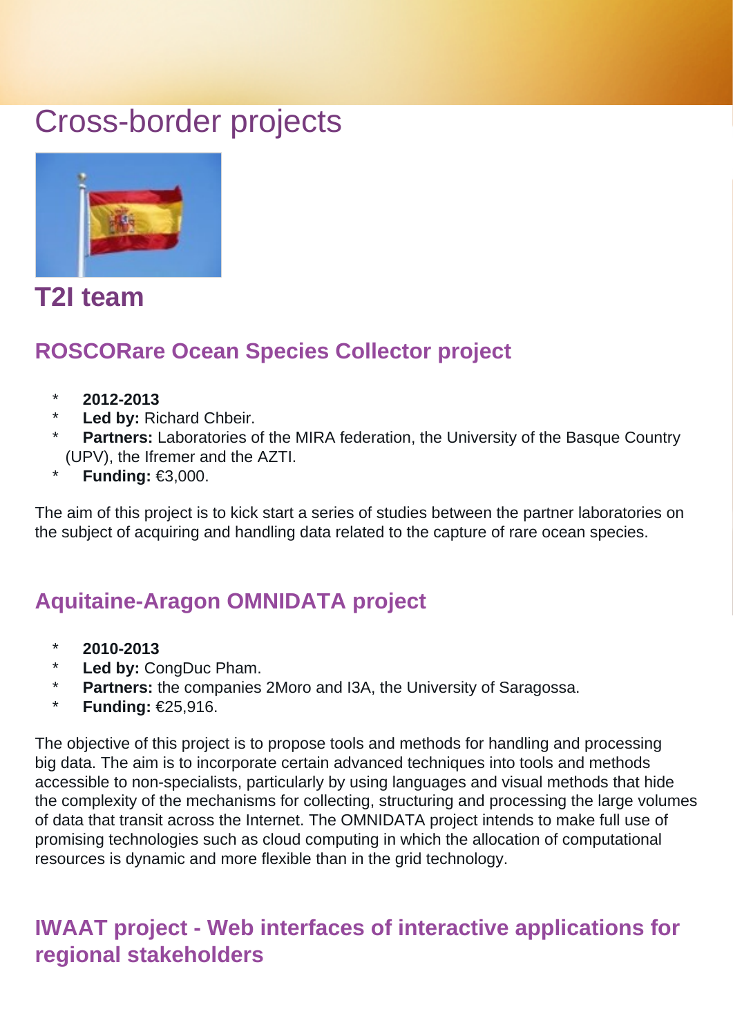# Cross-border projects

## T2I team

### ROSCORare Ocean Species Collector project

* **2012-2013**
* **Led by:** Richard Chbeir.
* **Partners:** Laboratories of the MIRA federation, the University of the Basque Country (UPV), the Ifremer and the AZTI.
* **Funding:** €3,000.

The aim of this project is to kick start a series of studies between the partner laboratories on the subject of acquiring and handling data related to the capture of rare ocean species.

### Aquitaine-Aragon OMNIDATA project

* **2010-2013**
* **Led by:** CongDuc Pham.
* **Partners:** the companies 2Moro and I3A, the University of Saragossa.
* **Funding:** €25,916.

The objective of this project is to propose tools and methods for handling and processing big data. The aim is to incorporate certain advanced techniques into tools and methods accessible to non-specialists, particularly by using languages and visual methods that hide the complexity of the mechanisms for collecting, structuring and processing the large volumes of data that transit across the Internet. The OMNIDATA project intends to make full use of promising technologies such as cloud computing in which the allocation of computational resources is dynamic and more flexible than in the grid technology.

### IWAAT project - Web interfaces of interactive applications for regional stakeholders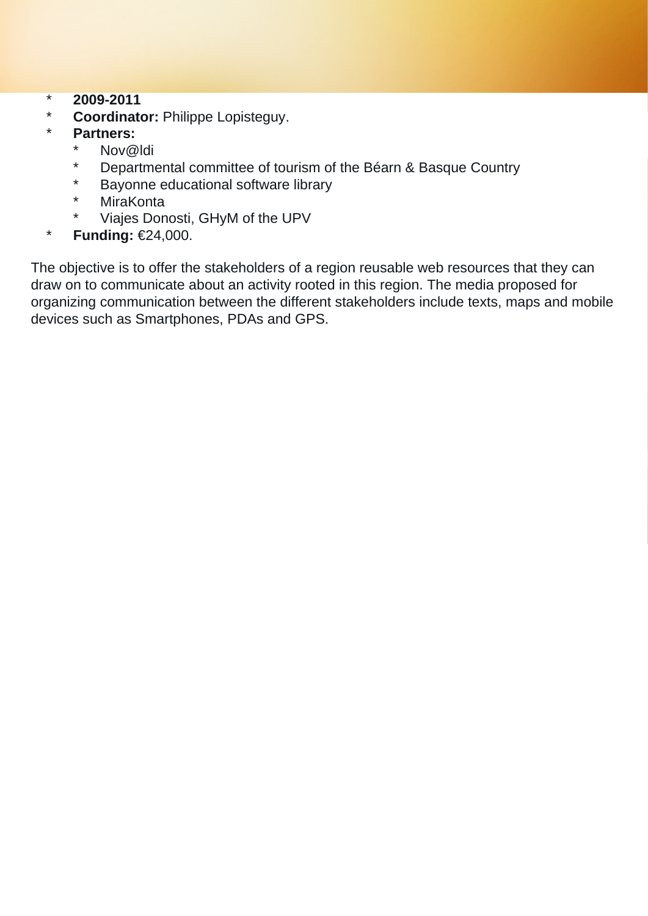- **2009-2011**
- **Coordinator:** Philippe Lopisteguy.
- **Partners:**
  - Nov@ldi
  - Departmental committee of tourism of the Béarn & Basque Country
  - Bayonne educational software library
  - MiraKonta
  - Viajes Donosti, GHyM of the UPV
- **Funding:** €24,000.

The objective is to offer the stakeholders of a region reusable web resources that they can draw on to communicate about an activity rooted in this region. The media proposed for organizing communication between the different stakeholders include texts, maps and mobile devices such as Smartphones, PDAs and GPS.